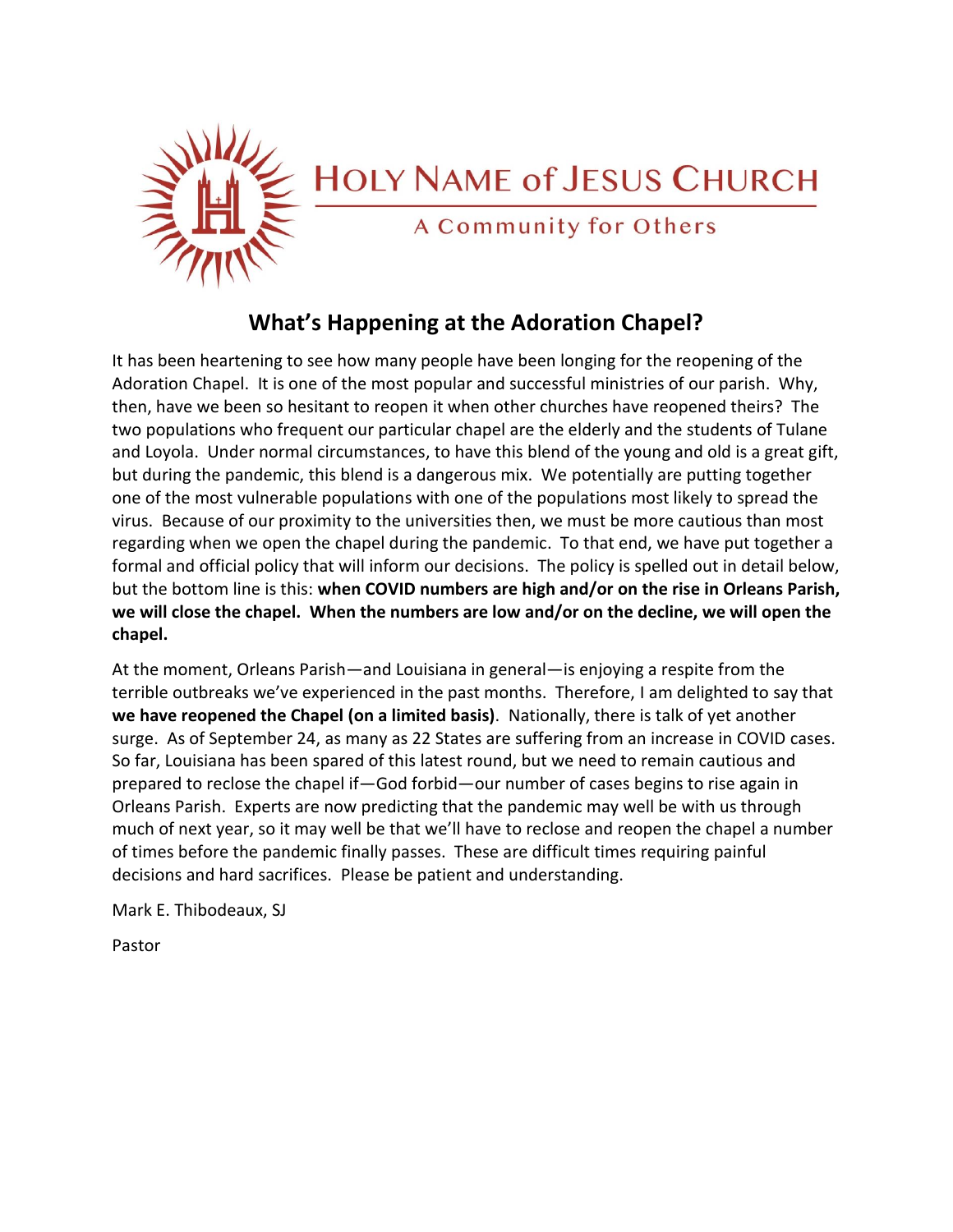HOLY NAME of JESUS CHURCH

A Community for Others

## What's Happening at the Adoration Chapel?

It has been heartening to see how many people have been longing for the reopening of the Adoration Chapel. It is one of the most popular and successful ministries of our parish. Why, then, have we been so hesitant to reopen it when other churches have reopened theirs? The two populations who frequent our particular chapel are the elderly and the students of Tulane and Loyola. Under normal circumstances, to have this blend of the young and old is a great gift, but during the pandemic, this blend is a dangerous mix. We potentially are putting together one of the most vulnerable populations with one of the populations most likely to spread the virus. Because of our proximity to the universities then, we must be more cautious than most regarding when we open the chapel during the pandemic. To that end, we have put together a formal and official policy that will inform our decisions. The policy is spelled out in detail below, but the bottom line is this: **when COVID numbers are high and/or on the rise in Orleans Parish, we will close the chapel. When the numbers are low and/or on the decline, we will open the chapel.**

At the moment, Orleans Parish—and Louisiana in general—is enjoying a respite from the terrible outbreaks we've experienced in the past months. Therefore, I am delighted to say that **we have reopened the Chapel (on a limited basis)**. Nationally, there is talk of yet another surge. As of September 24, as many as 22 States are suffering from an increase in COVID cases. So far, Louisiana has been spared of this latest round, but we need to remain cautious and prepared to reclose the chapel if—God forbid—our number of cases begins to rise again in Orleans Parish. Experts are now predicting that the pandemic may well be with us through much of next year, so it may well be that we'll have to reclose and reopen the chapel a number of times before the pandemic finally passes. These are difficult times requiring painful decisions and hard sacrifices. Please be patient and understanding.

Mark E. Thibodeaux, SJ

Pastor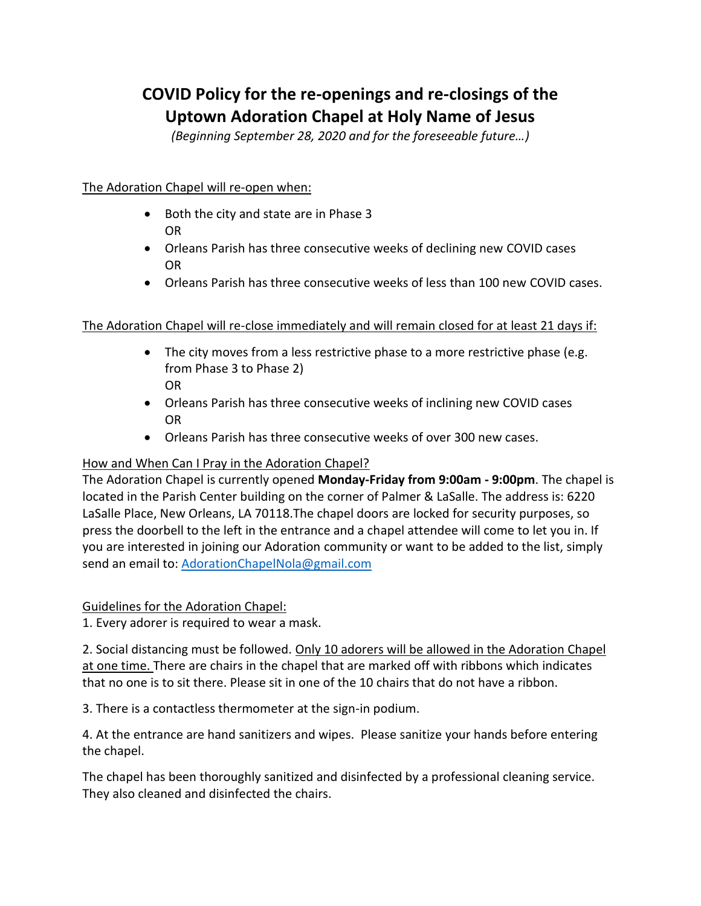# COVID Policy for the re-openings and re-closings of the Uptown Adoration Chapel at Holy Name of Jesus

*(Beginning September 28, 2020 and for the foreseeable future…)*

The Adoration Chapel will re-open when:

- Both the city and state are in Phase 3
  OR
- Orleans Parish has three consecutive weeks of declining new COVID cases
  OR
- Orleans Parish has three consecutive weeks of less than 100 new COVID cases.

The Adoration Chapel will re-close immediately and will remain closed for at least 21 days if:

- The city moves from a less restrictive phase to a more restrictive phase (e.g. from Phase 3 to Phase 2)
  OR
- Orleans Parish has three consecutive weeks of inclining new COVID cases
  OR
- Orleans Parish has three consecutive weeks of over 300 new cases.

How and When Can I Pray in the Adoration Chapel?

The Adoration Chapel is currently opened **Monday-Friday from 9:00am - 9:00pm**. The chapel is located in the Parish Center building on the corner of Palmer & LaSalle. The address is: 6220 LaSalle Place, New Orleans, LA 70118.The chapel doors are locked for security purposes, so press the doorbell to the left in the entrance and a chapel attendee will come to let you in. If you are interested in joining our Adoration community or want to be added to the list, simply send an email to: AdorationChapelNola@gmail.com

Guidelines for the Adoration Chapel:

1. Every adorer is required to wear a mask.

2. Social distancing must be followed. Only 10 adorers will be allowed in the Adoration Chapel at one time. There are chairs in the chapel that are marked off with ribbons which indicates that no one is to sit there. Please sit in one of the 10 chairs that do not have a ribbon.

3. There is a contactless thermometer at the sign-in podium.

4. At the entrance are hand sanitizers and wipes. Please sanitize your hands before entering the chapel.

The chapel has been thoroughly sanitized and disinfected by a professional cleaning service. They also cleaned and disinfected the chairs.